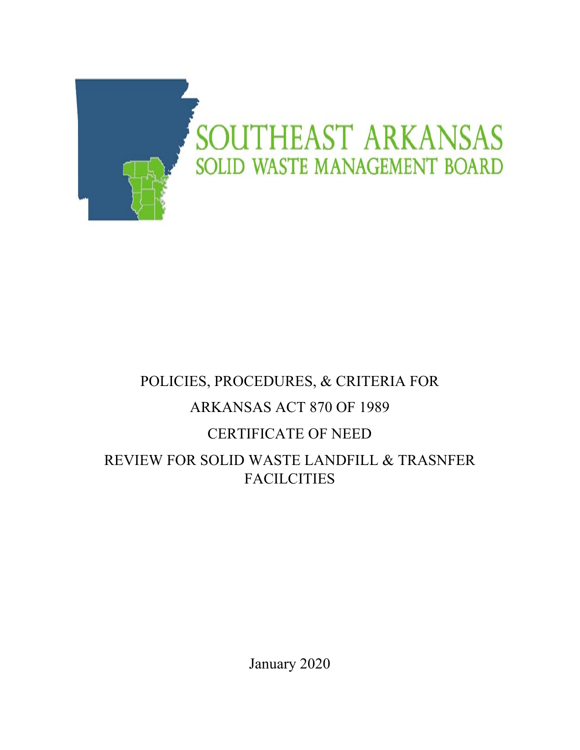SOUTHEAST ARKANSAS
SOLID WASTE MANAGEMENT BOARD

# POLICIES, PROCEDURES, & CRITERIA FOR

# ARKANSAS ACT 870 OF 1989

# CERTIFICATE OF NEED

# REVIEW FOR SOLID WASTE LANDFILL & TRASNFER FACILCITIES

January 2020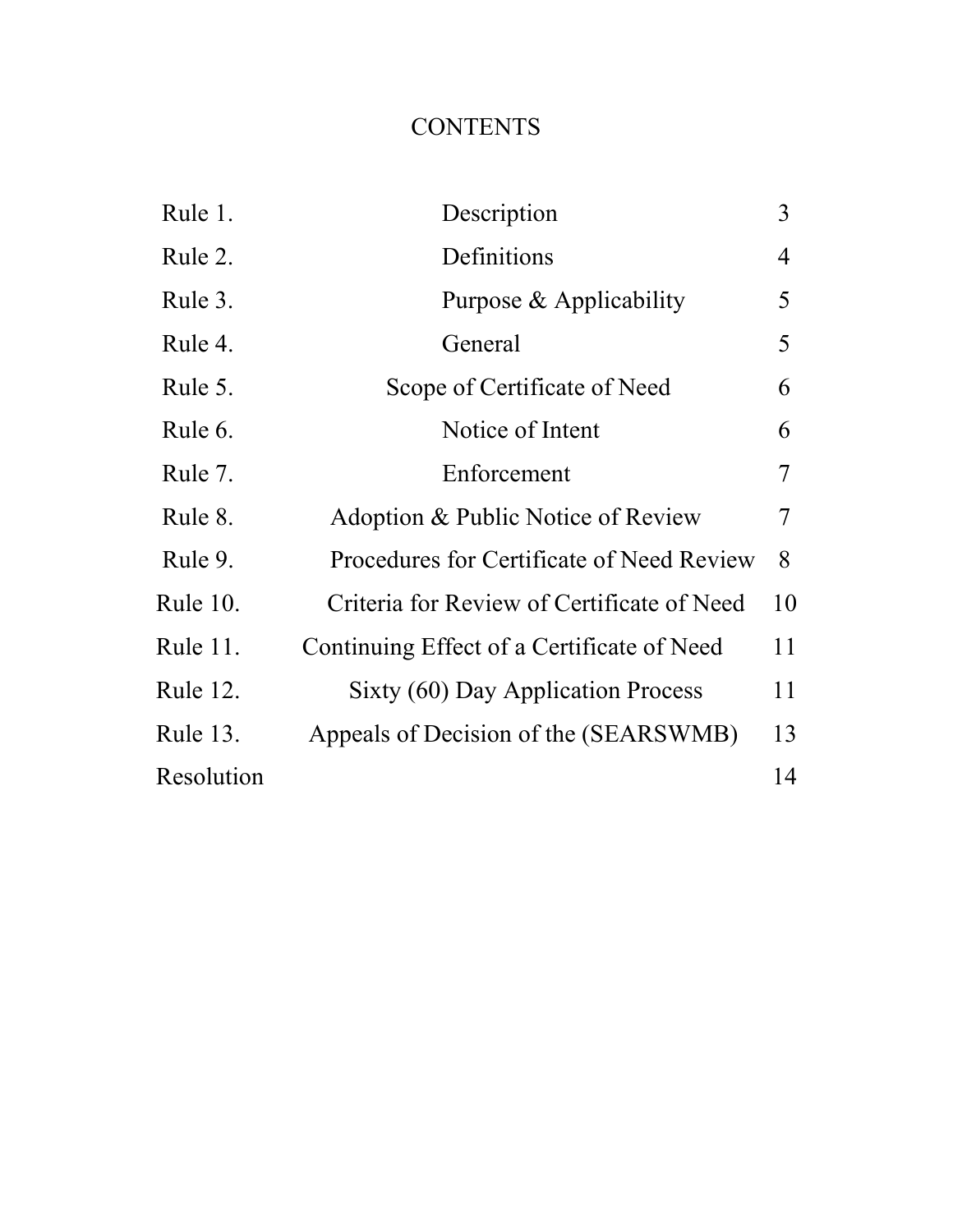# CONTENTS

| | | |
|---|---|---|
| Rule 1. | Description | 3 |
| Rule 2. | Definitions | 4 |
| Rule 3. | Purpose & Applicability | 5 |
| Rule 4. | General | 5 |
| Rule 5. | Scope of Certificate of Need | 6 |
| Rule 6. | Notice of Intent | 6 |
| Rule 7. | Enforcement | 7 |
| Rule 8. | Adoption & Public Notice of Review | 7 |
| Rule 9. | Procedures for Certificate of Need Review | 8 |
| Rule 10. | Criteria for Review of Certificate of Need | 10 |
| Rule 11. | Continuing Effect of a Certificate of Need | 11 |
| Rule 12. | Sixty (60) Day Application Process | 11 |
| Rule 13. | Appeals of Decision of the (SEARSWMB) | 13 |
| Resolution | | 14 |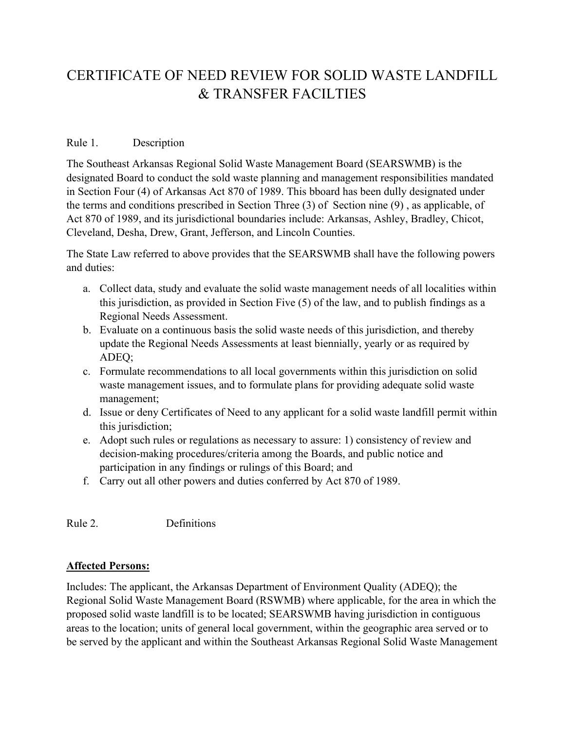# CERTIFICATE OF NEED REVIEW FOR SOLID WASTE LANDFILL & TRANSFER FACILTIES

Rule 1. Description

The Southeast Arkansas Regional Solid Waste Management Board (SEARSWMB) is the designated Board to conduct the sold waste planning and management responsibilities mandated in Section Four (4) of Arkansas Act 870 of 1989. This bboard has been dully designated under the terms and conditions prescribed in Section Three (3) of Section nine (9) , as applicable, of Act 870 of 1989, and its jurisdictional boundaries include: Arkansas, Ashley, Bradley, Chicot, Cleveland, Desha, Drew, Grant, Jefferson, and Lincoln Counties.

The State Law referred to above provides that the SEARSWMB shall have the following powers and duties:

a. Collect data, study and evaluate the solid waste management needs of all localities within this jurisdiction, as provided in Section Five (5) of the law, and to publish findings as a Regional Needs Assessment.
b. Evaluate on a continuous basis the solid waste needs of this jurisdiction, and thereby update the Regional Needs Assessments at least biennially, yearly or as required by ADEQ;
c. Formulate recommendations to all local governments within this jurisdiction on solid waste management issues, and to formulate plans for providing adequate solid waste management;
d. Issue or deny Certificates of Need to any applicant for a solid waste landfill permit within this jurisdiction;
e. Adopt such rules or regulations as necessary to assure: 1) consistency of review and decision-making procedures/criteria among the Boards, and public notice and participation in any findings or rulings of this Board; and
f. Carry out all other powers and duties conferred by Act 870 of 1989.

Rule 2. Definitions

**Affected Persons:**

Includes: The applicant, the Arkansas Department of Environment Quality (ADEQ); the Regional Solid Waste Management Board (RSWMB) where applicable, for the area in which the proposed solid waste landfill is to be located; SEARSWMB having jurisdiction in contiguous areas to the location; units of general local government, within the geographic area served or to be served by the applicant and within the Southeast Arkansas Regional Solid Waste Management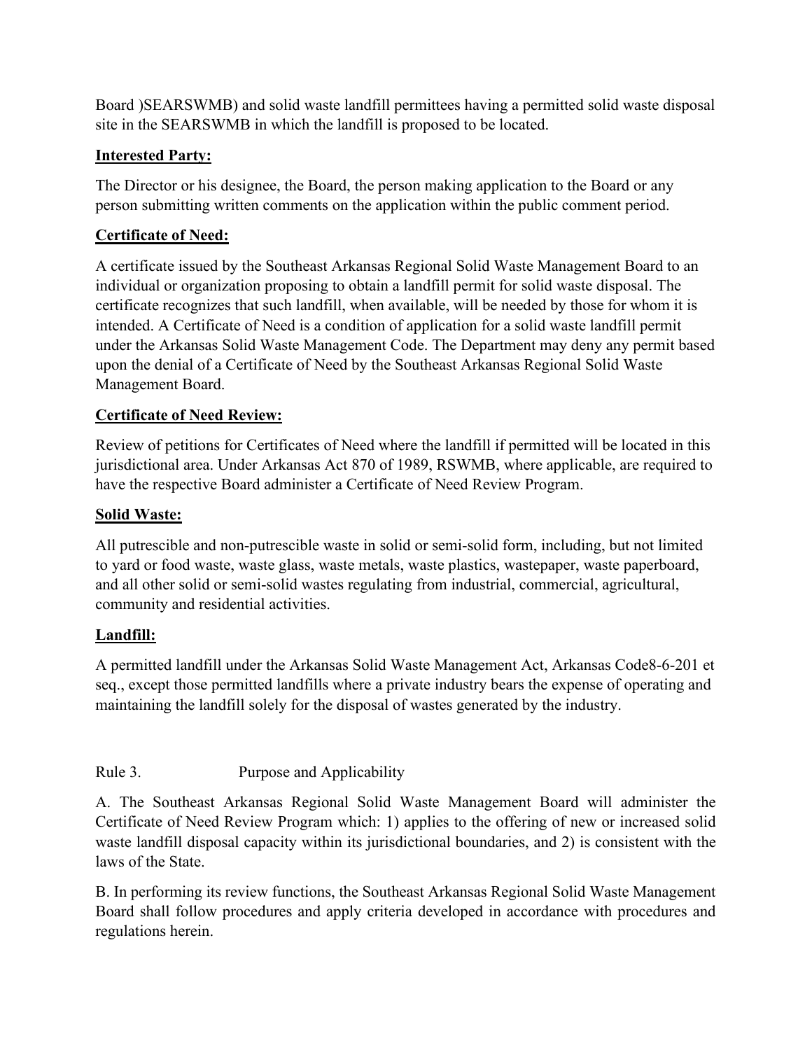Board )SEARSWMB) and solid waste landfill permittees having a permitted solid waste disposal site in the SEARSWMB in which the landfill is proposed to be located.

**Interested Party:**

The Director or his designee, the Board, the person making application to the Board or any person submitting written comments on the application within the public comment period.

**Certificate of Need:**

A certificate issued by the Southeast Arkansas Regional Solid Waste Management Board to an individual or organization proposing to obtain a landfill permit for solid waste disposal. The certificate recognizes that such landfill, when available, will be needed by those for whom it is intended. A Certificate of Need is a condition of application for a solid waste landfill permit under the Arkansas Solid Waste Management Code. The Department may deny any permit based upon the denial of a Certificate of Need by the Southeast Arkansas Regional Solid Waste Management Board.

**Certificate of Need Review:**

Review of petitions for Certificates of Need where the landfill if permitted will be located in this jurisdictional area. Under Arkansas Act 870 of 1989, RSWMB, where applicable, are required to have the respective Board administer a Certificate of Need Review Program.

**Solid Waste:**

All putrescible and non-putrescible waste in solid or semi-solid form, including, but not limited to yard or food waste, waste glass, waste metals, waste plastics, wastepaper, waste paperboard, and all other solid or semi-solid wastes regulating from industrial, commercial, agricultural, community and residential activities.

**Landfill:**

A permitted landfill under the Arkansas Solid Waste Management Act, Arkansas Code8-6-201 et seq., except those permitted landfills where a private industry bears the expense of operating and maintaining the landfill solely for the disposal of wastes generated by the industry.

Rule 3. Purpose and Applicability

A. The Southeast Arkansas Regional Solid Waste Management Board will administer the Certificate of Need Review Program which: 1) applies to the offering of new or increased solid waste landfill disposal capacity within its jurisdictional boundaries, and 2) is consistent with the laws of the State.

B. In performing its review functions, the Southeast Arkansas Regional Solid Waste Management Board shall follow procedures and apply criteria developed in accordance with procedures and regulations herein.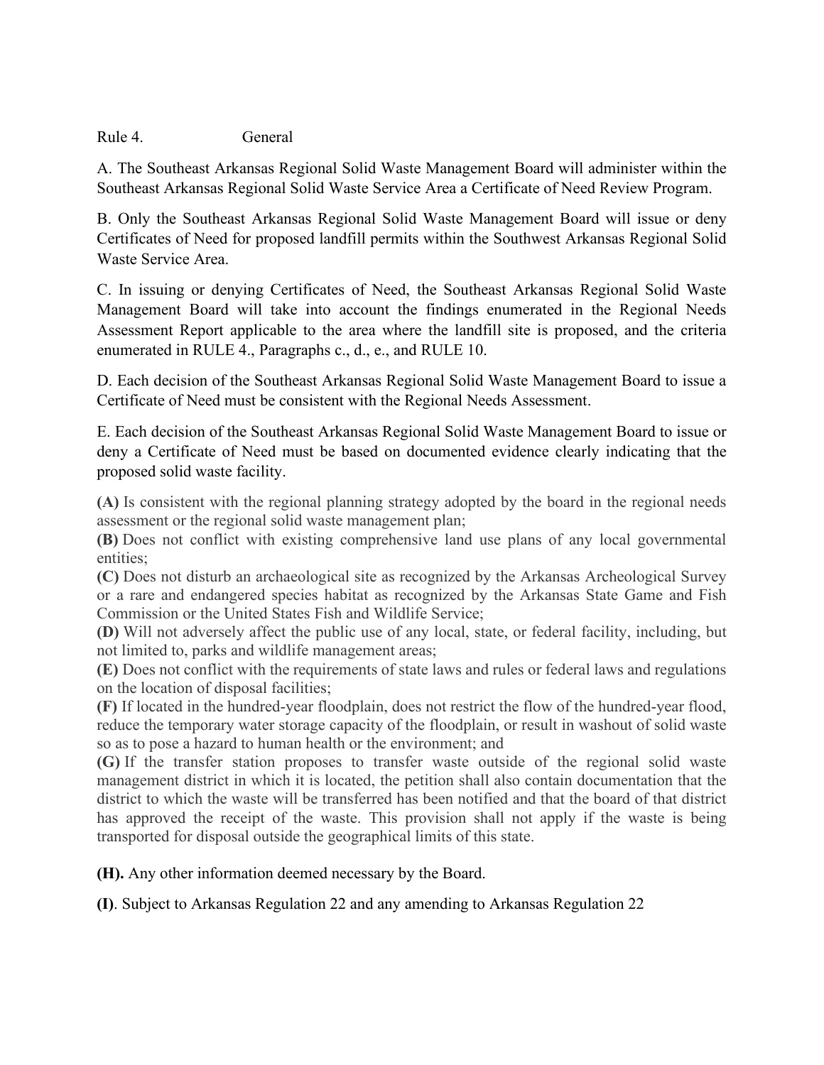Rule 4. General

A. The Southeast Arkansas Regional Solid Waste Management Board will administer within the Southeast Arkansas Regional Solid Waste Service Area a Certificate of Need Review Program.

B. Only the Southeast Arkansas Regional Solid Waste Management Board will issue or deny Certificates of Need for proposed landfill permits within the Southwest Arkansas Regional Solid Waste Service Area.

C. In issuing or denying Certificates of Need, the Southeast Arkansas Regional Solid Waste Management Board will take into account the findings enumerated in the Regional Needs Assessment Report applicable to the area where the landfill site is proposed, and the criteria enumerated in RULE 4., Paragraphs c., d., e., and RULE 10.

D. Each decision of the Southeast Arkansas Regional Solid Waste Management Board to issue a Certificate of Need must be consistent with the Regional Needs Assessment.

E. Each decision of the Southeast Arkansas Regional Solid Waste Management Board to issue or deny a Certificate of Need must be based on documented evidence clearly indicating that the proposed solid waste facility.

**(A)** Is consistent with the regional planning strategy adopted by the board in the regional needs assessment or the regional solid waste management plan;
**(B)** Does not conflict with existing comprehensive land use plans of any local governmental entities;
**(C)** Does not disturb an archaeological site as recognized by the Arkansas Archeological Survey or a rare and endangered species habitat as recognized by the Arkansas State Game and Fish Commission or the United States Fish and Wildlife Service;
**(D)** Will not adversely affect the public use of any local, state, or federal facility, including, but not limited to, parks and wildlife management areas;
**(E)** Does not conflict with the requirements of state laws and rules or federal laws and regulations on the location of disposal facilities;
**(F)** If located in the hundred-year floodplain, does not restrict the flow of the hundred-year flood, reduce the temporary water storage capacity of the floodplain, or result in washout of solid waste so as to pose a hazard to human health or the environment; and
**(G)** If the transfer station proposes to transfer waste outside of the regional solid waste management district in which it is located, the petition shall also contain documentation that the district to which the waste will be transferred has been notified and that the board of that district has approved the receipt of the waste. This provision shall not apply if the waste is being transported for disposal outside the geographical limits of this state.

**(H).** Any other information deemed necessary by the Board.

**(I)**. Subject to Arkansas Regulation 22 and any amending to Arkansas Regulation 22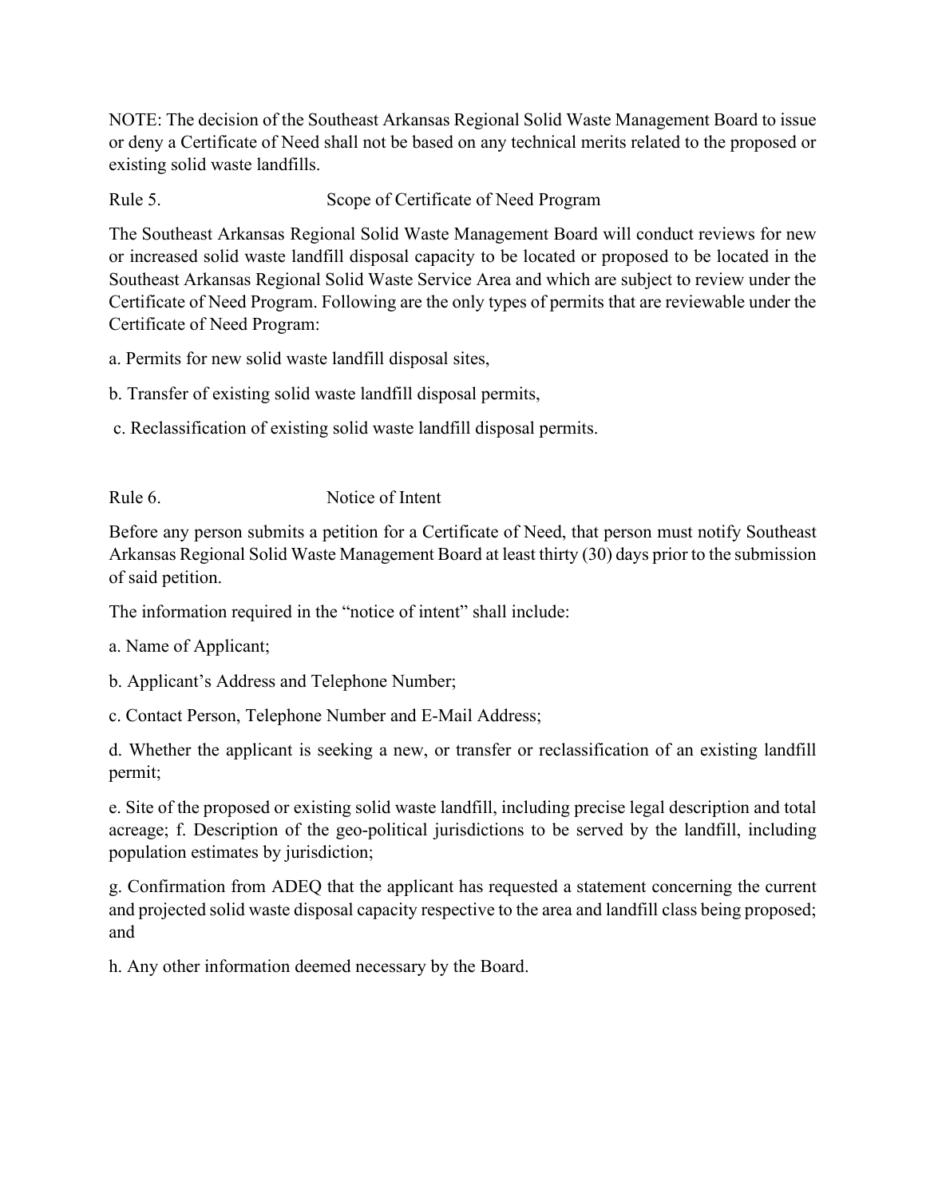NOTE: The decision of the Southeast Arkansas Regional Solid Waste Management Board to issue or deny a Certificate of Need shall not be based on any technical merits related to the proposed or existing solid waste landfills.

## Rule 5. Scope of Certificate of Need Program

The Southeast Arkansas Regional Solid Waste Management Board will conduct reviews for new or increased solid waste landfill disposal capacity to be located or proposed to be located in the Southeast Arkansas Regional Solid Waste Service Area and which are subject to review under the Certificate of Need Program. Following are the only types of permits that are reviewable under the Certificate of Need Program:

a. Permits for new solid waste landfill disposal sites,

b. Transfer of existing solid waste landfill disposal permits,

c. Reclassification of existing solid waste landfill disposal permits.

## Rule 6. Notice of Intent

Before any person submits a petition for a Certificate of Need, that person must notify Southeast Arkansas Regional Solid Waste Management Board at least thirty (30) days prior to the submission of said petition.

The information required in the "notice of intent" shall include:

a. Name of Applicant;

b. Applicant's Address and Telephone Number;

c. Contact Person, Telephone Number and E-Mail Address;

d. Whether the applicant is seeking a new, or transfer or reclassification of an existing landfill permit;

e. Site of the proposed or existing solid waste landfill, including precise legal description and total acreage; f. Description of the geo-political jurisdictions to be served by the landfill, including population estimates by jurisdiction;

g. Confirmation from ADEQ that the applicant has requested a statement concerning the current and projected solid waste disposal capacity respective to the area and landfill class being proposed; and

h. Any other information deemed necessary by the Board.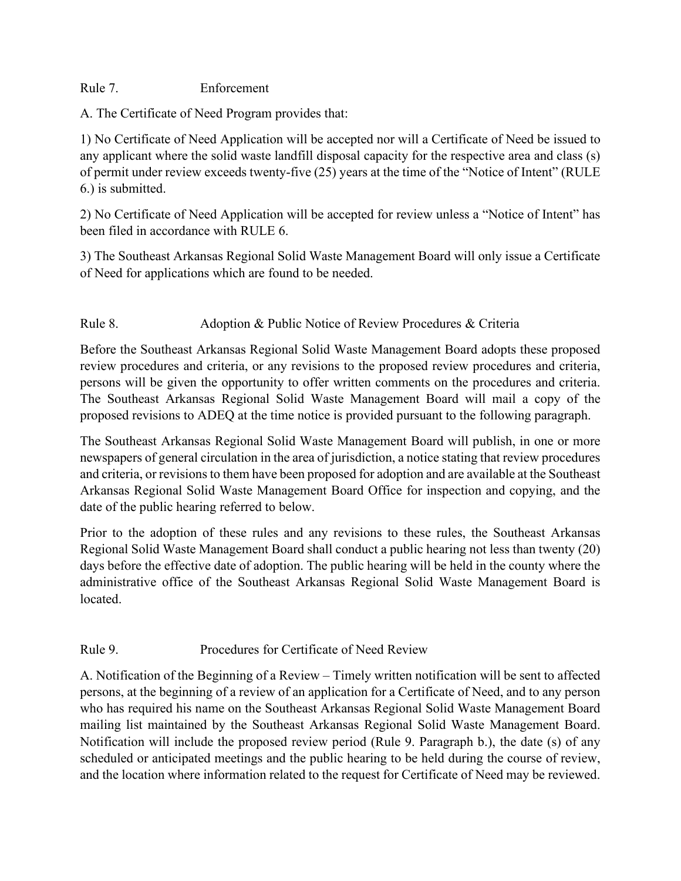## Rule 7. Enforcement

A. The Certificate of Need Program provides that:

1) No Certificate of Need Application will be accepted nor will a Certificate of Need be issued to any applicant where the solid waste landfill disposal capacity for the respective area and class (s) of permit under review exceeds twenty-five (25) years at the time of the "Notice of Intent" (RULE 6.) is submitted.

2) No Certificate of Need Application will be accepted for review unless a "Notice of Intent" has been filed in accordance with RULE 6.

3) The Southeast Arkansas Regional Solid Waste Management Board will only issue a Certificate of Need for applications which are found to be needed.

## Rule 8. Adoption & Public Notice of Review Procedures & Criteria

Before the Southeast Arkansas Regional Solid Waste Management Board adopts these proposed review procedures and criteria, or any revisions to the proposed review procedures and criteria, persons will be given the opportunity to offer written comments on the procedures and criteria. The Southeast Arkansas Regional Solid Waste Management Board will mail a copy of the proposed revisions to ADEQ at the time notice is provided pursuant to the following paragraph.

The Southeast Arkansas Regional Solid Waste Management Board will publish, in one or more newspapers of general circulation in the area of jurisdiction, a notice stating that review procedures and criteria, or revisions to them have been proposed for adoption and are available at the Southeast Arkansas Regional Solid Waste Management Board Office for inspection and copying, and the date of the public hearing referred to below.

Prior to the adoption of these rules and any revisions to these rules, the Southeast Arkansas Regional Solid Waste Management Board shall conduct a public hearing not less than twenty (20) days before the effective date of adoption. The public hearing will be held in the county where the administrative office of the Southeast Arkansas Regional Solid Waste Management Board is located.

## Rule 9. Procedures for Certificate of Need Review

A. Notification of the Beginning of a Review – Timely written notification will be sent to affected persons, at the beginning of a review of an application for a Certificate of Need, and to any person who has required his name on the Southeast Arkansas Regional Solid Waste Management Board mailing list maintained by the Southeast Arkansas Regional Solid Waste Management Board. Notification will include the proposed review period (Rule 9. Paragraph b.), the date (s) of any scheduled or anticipated meetings and the public hearing to be held during the course of review, and the location where information related to the request for Certificate of Need may be reviewed.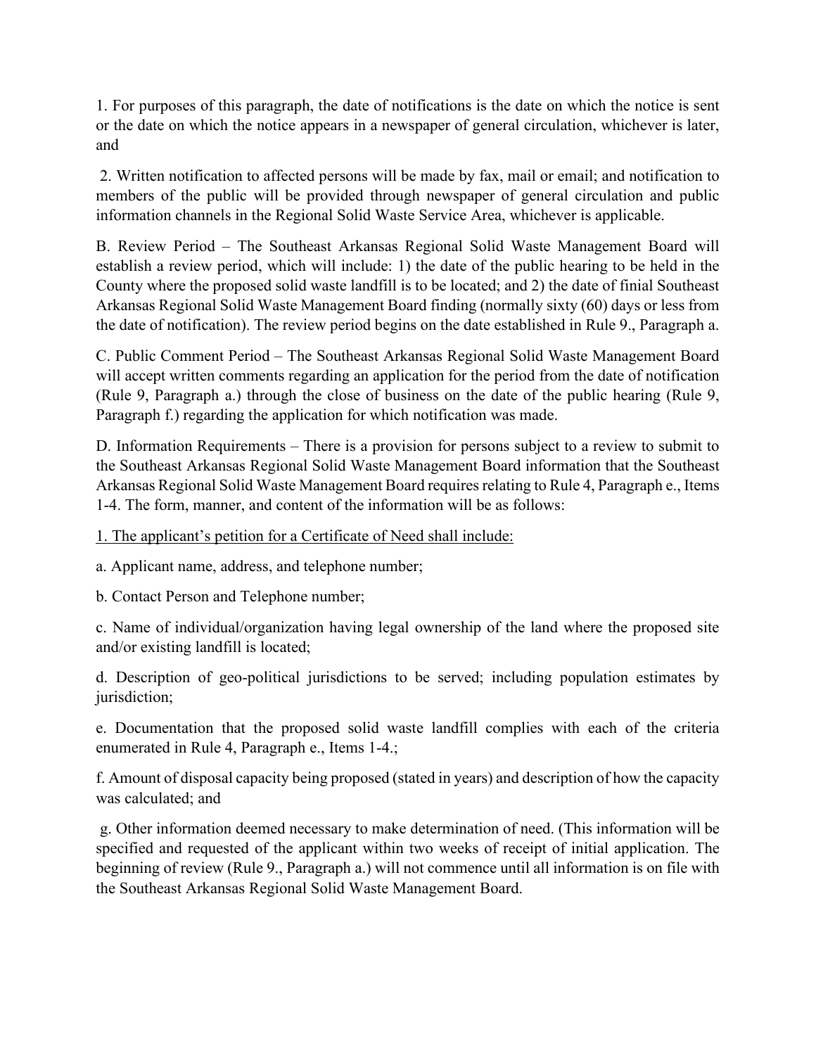1. For purposes of this paragraph, the date of notifications is the date on which the notice is sent or the date on which the notice appears in a newspaper of general circulation, whichever is later, and

2. Written notification to affected persons will be made by fax, mail or email; and notification to members of the public will be provided through newspaper of general circulation and public information channels in the Regional Solid Waste Service Area, whichever is applicable.

B. Review Period – The Southeast Arkansas Regional Solid Waste Management Board will establish a review period, which will include: 1) the date of the public hearing to be held in the County where the proposed solid waste landfill is to be located; and 2) the date of finial Southeast Arkansas Regional Solid Waste Management Board finding (normally sixty (60) days or less from the date of notification). The review period begins on the date established in Rule 9., Paragraph a.

C. Public Comment Period – The Southeast Arkansas Regional Solid Waste Management Board will accept written comments regarding an application for the period from the date of notification (Rule 9, Paragraph a.) through the close of business on the date of the public hearing (Rule 9, Paragraph f.) regarding the application for which notification was made.

D. Information Requirements – There is a provision for persons subject to a review to submit to the Southeast Arkansas Regional Solid Waste Management Board information that the Southeast Arkansas Regional Solid Waste Management Board requires relating to Rule 4, Paragraph e., Items 1-4. The form, manner, and content of the information will be as follows:

<u>1. The applicant's petition for a Certificate of Need shall include:</u>

a. Applicant name, address, and telephone number;

b. Contact Person and Telephone number;

c. Name of individual/organization having legal ownership of the land where the proposed site and/or existing landfill is located;

d. Description of geo-political jurisdictions to be served; including population estimates by jurisdiction;

e. Documentation that the proposed solid waste landfill complies with each of the criteria enumerated in Rule 4, Paragraph e., Items 1-4.;

f. Amount of disposal capacity being proposed (stated in years) and description of how the capacity was calculated; and

g. Other information deemed necessary to make determination of need. (This information will be specified and requested of the applicant within two weeks of receipt of initial application. The beginning of review (Rule 9., Paragraph a.) will not commence until all information is on file with the Southeast Arkansas Regional Solid Waste Management Board.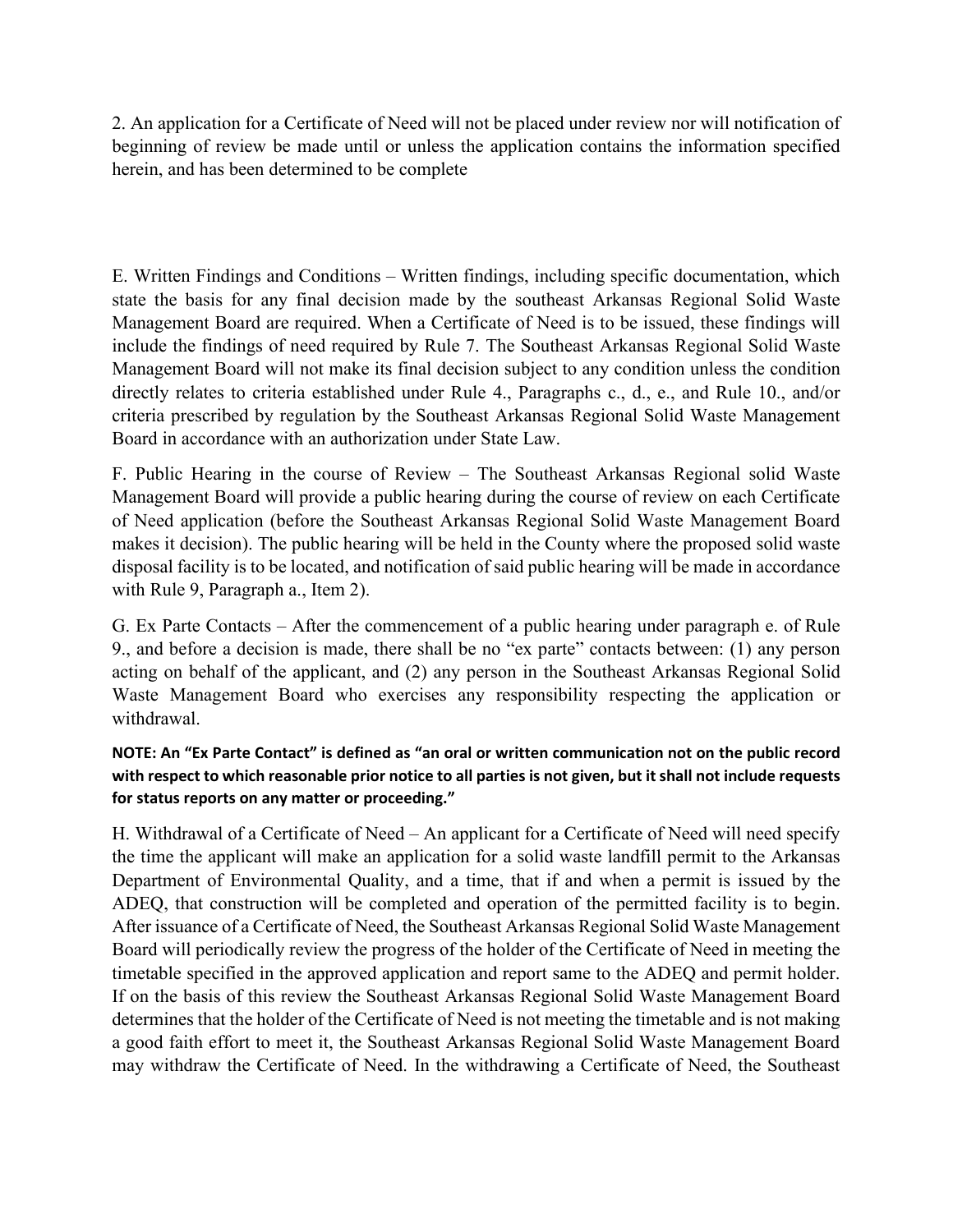2. An application for a Certificate of Need will not be placed under review nor will notification of beginning of review be made until or unless the application contains the information specified herein, and has been determined to be complete

E. Written Findings and Conditions – Written findings, including specific documentation, which state the basis for any final decision made by the southeast Arkansas Regional Solid Waste Management Board are required. When a Certificate of Need is to be issued, these findings will include the findings of need required by Rule 7. The Southeast Arkansas Regional Solid Waste Management Board will not make its final decision subject to any condition unless the condition directly relates to criteria established under Rule 4., Paragraphs c., d., e., and Rule 10., and/or criteria prescribed by regulation by the Southeast Arkansas Regional Solid Waste Management Board in accordance with an authorization under State Law.

F. Public Hearing in the course of Review – The Southeast Arkansas Regional solid Waste Management Board will provide a public hearing during the course of review on each Certificate of Need application (before the Southeast Arkansas Regional Solid Waste Management Board makes it decision). The public hearing will be held in the County where the proposed solid waste disposal facility is to be located, and notification of said public hearing will be made in accordance with Rule 9, Paragraph a., Item 2).

G. Ex Parte Contacts – After the commencement of a public hearing under paragraph e. of Rule 9., and before a decision is made, there shall be no "ex parte" contacts between: (1) any person acting on behalf of the applicant, and (2) any person in the Southeast Arkansas Regional Solid Waste Management Board who exercises any responsibility respecting the application or withdrawal.

**NOTE: An "Ex Parte Contact" is defined as "an oral or written communication not on the public record with respect to which reasonable prior notice to all parties is not given, but it shall not include requests for status reports on any matter or proceeding."**

H. Withdrawal of a Certificate of Need – An applicant for a Certificate of Need will need specify the time the applicant will make an application for a solid waste landfill permit to the Arkansas Department of Environmental Quality, and a time, that if and when a permit is issued by the ADEQ, that construction will be completed and operation of the permitted facility is to begin. After issuance of a Certificate of Need, the Southeast Arkansas Regional Solid Waste Management Board will periodically review the progress of the holder of the Certificate of Need in meeting the timetable specified in the approved application and report same to the ADEQ and permit holder. If on the basis of this review the Southeast Arkansas Regional Solid Waste Management Board determines that the holder of the Certificate of Need is not meeting the timetable and is not making a good faith effort to meet it, the Southeast Arkansas Regional Solid Waste Management Board may withdraw the Certificate of Need. In the withdrawing a Certificate of Need, the Southeast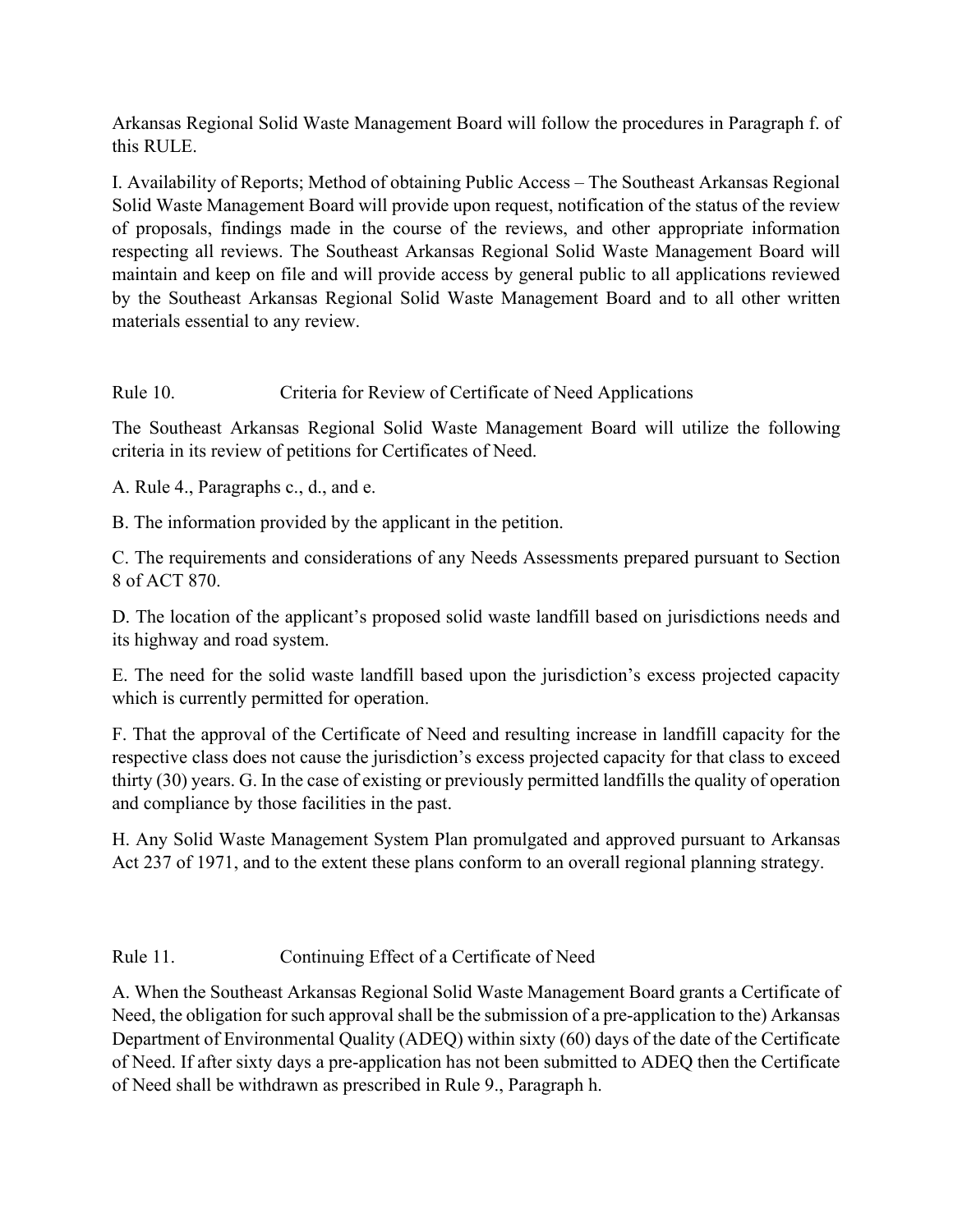Arkansas Regional Solid Waste Management Board will follow the procedures in Paragraph f. of this RULE.

I. Availability of Reports; Method of obtaining Public Access – The Southeast Arkansas Regional Solid Waste Management Board will provide upon request, notification of the status of the review of proposals, findings made in the course of the reviews, and other appropriate information respecting all reviews. The Southeast Arkansas Regional Solid Waste Management Board will maintain and keep on file and will provide access by general public to all applications reviewed by the Southeast Arkansas Regional Solid Waste Management Board and to all other written materials essential to any review.

## Rule 10. Criteria for Review of Certificate of Need Applications

The Southeast Arkansas Regional Solid Waste Management Board will utilize the following criteria in its review of petitions for Certificates of Need.

A. Rule 4., Paragraphs c., d., and e.

B. The information provided by the applicant in the petition.

C. The requirements and considerations of any Needs Assessments prepared pursuant to Section 8 of ACT 870.

D. The location of the applicant's proposed solid waste landfill based on jurisdictions needs and its highway and road system.

E. The need for the solid waste landfill based upon the jurisdiction's excess projected capacity which is currently permitted for operation.

F. That the approval of the Certificate of Need and resulting increase in landfill capacity for the respective class does not cause the jurisdiction's excess projected capacity for that class to exceed thirty (30) years. G. In the case of existing or previously permitted landfills the quality of operation and compliance by those facilities in the past.

H. Any Solid Waste Management System Plan promulgated and approved pursuant to Arkansas Act 237 of 1971, and to the extent these plans conform to an overall regional planning strategy.

## Rule 11. Continuing Effect of a Certificate of Need

A. When the Southeast Arkansas Regional Solid Waste Management Board grants a Certificate of Need, the obligation for such approval shall be the submission of a pre-application to the) Arkansas Department of Environmental Quality (ADEQ) within sixty (60) days of the date of the Certificate of Need. If after sixty days a pre-application has not been submitted to ADEQ then the Certificate of Need shall be withdrawn as prescribed in Rule 9., Paragraph h.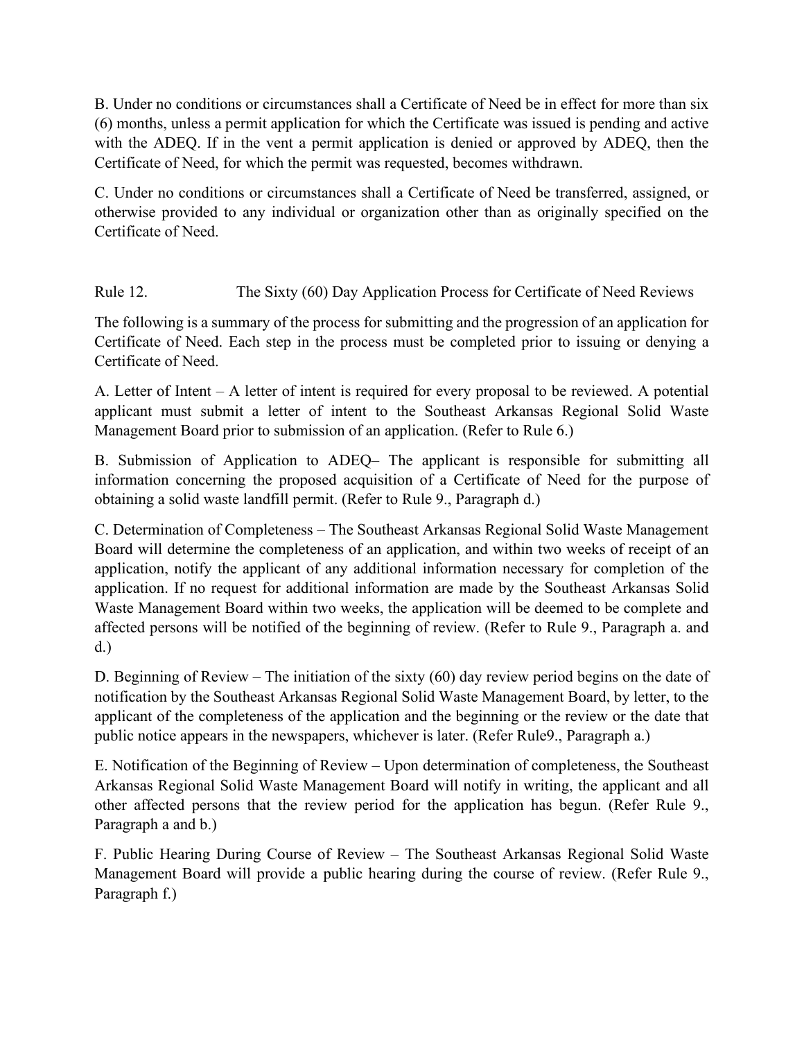B. Under no conditions or circumstances shall a Certificate of Need be in effect for more than six (6) months, unless a permit application for which the Certificate was issued is pending and active with the ADEQ. If in the vent a permit application is denied or approved by ADEQ, then the Certificate of Need, for which the permit was requested, becomes withdrawn.

C. Under no conditions or circumstances shall a Certificate of Need be transferred, assigned, or otherwise provided to any individual or organization other than as originally specified on the Certificate of Need.

## Rule 12. The Sixty (60) Day Application Process for Certificate of Need Reviews

The following is a summary of the process for submitting and the progression of an application for Certificate of Need. Each step in the process must be completed prior to issuing or denying a Certificate of Need.

A. Letter of Intent – A letter of intent is required for every proposal to be reviewed. A potential applicant must submit a letter of intent to the Southeast Arkansas Regional Solid Waste Management Board prior to submission of an application. (Refer to Rule 6.)

B. Submission of Application to ADEQ– The applicant is responsible for submitting all information concerning the proposed acquisition of a Certificate of Need for the purpose of obtaining a solid waste landfill permit. (Refer to Rule 9., Paragraph d.)

C. Determination of Completeness – The Southeast Arkansas Regional Solid Waste Management Board will determine the completeness of an application, and within two weeks of receipt of an application, notify the applicant of any additional information necessary for completion of the application. If no request for additional information are made by the Southeast Arkansas Solid Waste Management Board within two weeks, the application will be deemed to be complete and affected persons will be notified of the beginning of review. (Refer to Rule 9., Paragraph a. and d.)

D. Beginning of Review – The initiation of the sixty (60) day review period begins on the date of notification by the Southeast Arkansas Regional Solid Waste Management Board, by letter, to the applicant of the completeness of the application and the beginning or the review or the date that public notice appears in the newspapers, whichever is later. (Refer Rule9., Paragraph a.)

E. Notification of the Beginning of Review – Upon determination of completeness, the Southeast Arkansas Regional Solid Waste Management Board will notify in writing, the applicant and all other affected persons that the review period for the application has begun. (Refer Rule 9., Paragraph a and b.)

F. Public Hearing During Course of Review – The Southeast Arkansas Regional Solid Waste Management Board will provide a public hearing during the course of review. (Refer Rule 9., Paragraph f.)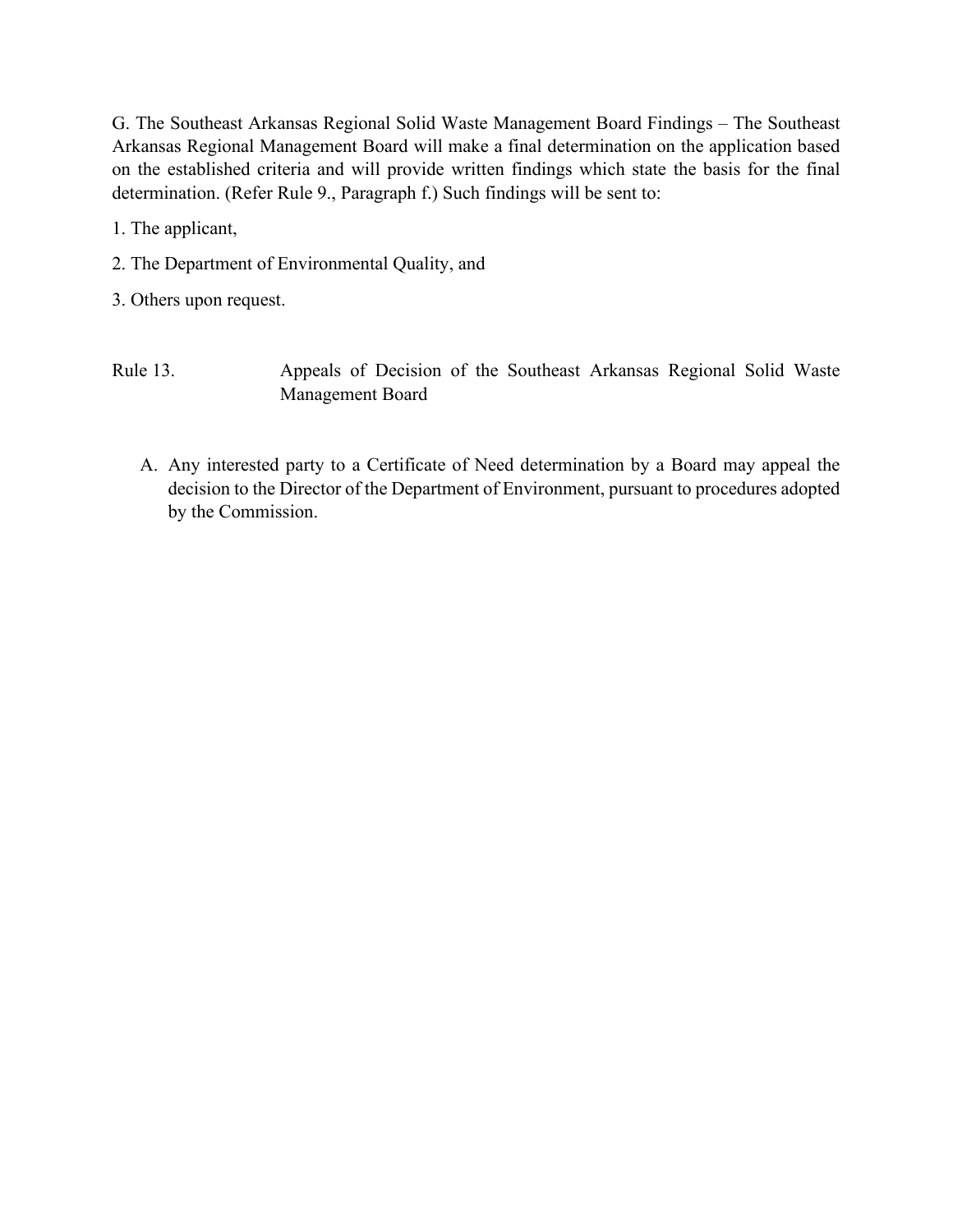G. The Southeast Arkansas Regional Solid Waste Management Board Findings – The Southeast Arkansas Regional Management Board will make a final determination on the application based on the established criteria and will provide written findings which state the basis for the final determination. (Refer Rule 9., Paragraph f.) Such findings will be sent to:

1. The applicant,
2. The Department of Environmental Quality, and
3. Others upon request.

## Rule 13. Appeals of Decision of the Southeast Arkansas Regional Solid Waste Management Board

A. Any interested party to a Certificate of Need determination by a Board may appeal the decision to the Director of the Department of Environment, pursuant to procedures adopted by the Commission.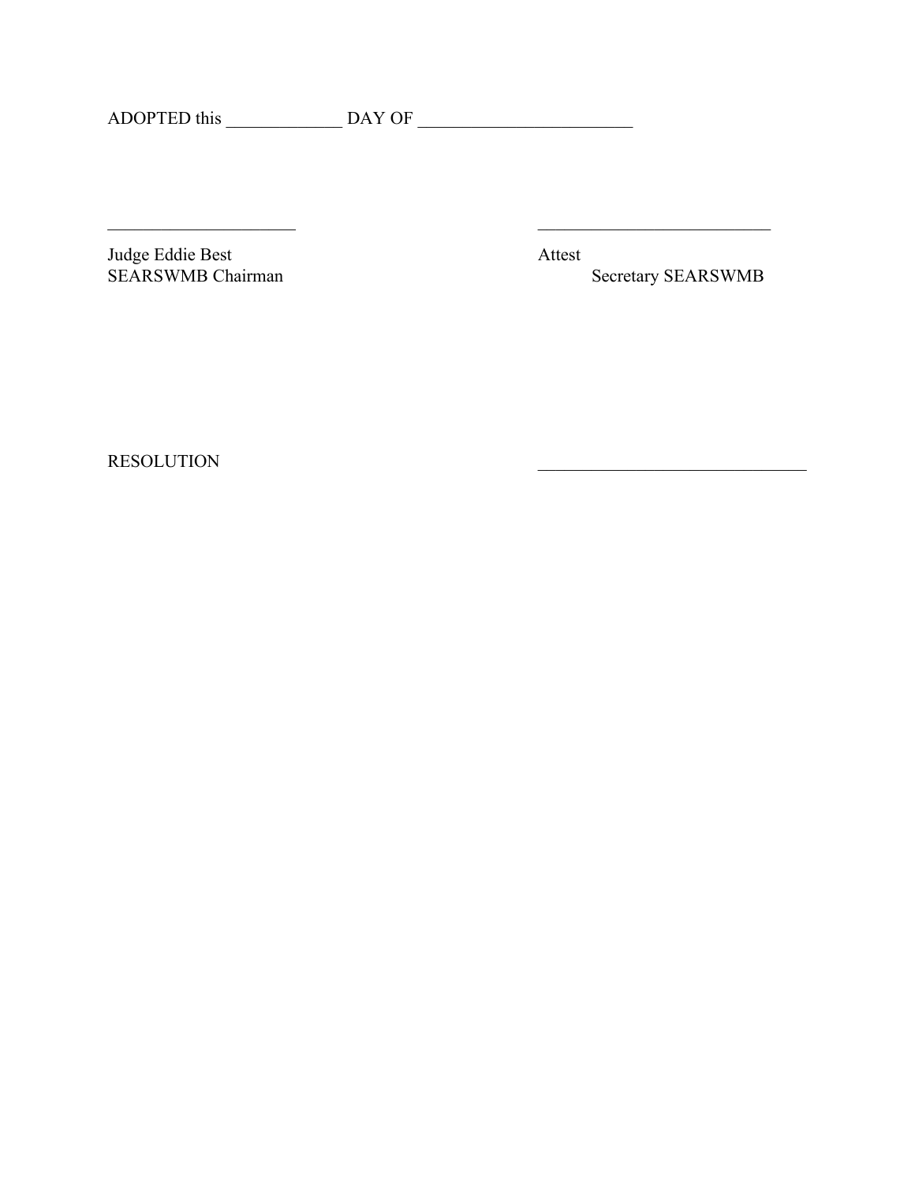ADOPTED this _____________ DAY OF ________________________

_____________________ &nbsp;&nbsp;&nbsp;&nbsp;&nbsp;&nbsp;&nbsp;&nbsp;&nbsp;&nbsp;&nbsp;&nbsp;&nbsp;&nbsp;&nbsp;&nbsp;&nbsp;&nbsp;&nbsp;&nbsp;&nbsp;&nbsp;&nbsp;&nbsp; __________________________

Judge Eddie Best  
SEARSWMB Chairman

Attest  
Secretary SEARSWMB

RESOLUTION &nbsp;&nbsp;&nbsp;&nbsp;&nbsp;&nbsp;&nbsp;&nbsp;&nbsp;&nbsp;&nbsp;&nbsp;&nbsp;&nbsp;&nbsp;&nbsp;&nbsp;&nbsp;&nbsp;&nbsp;&nbsp;&nbsp;&nbsp;&nbsp; ______________________________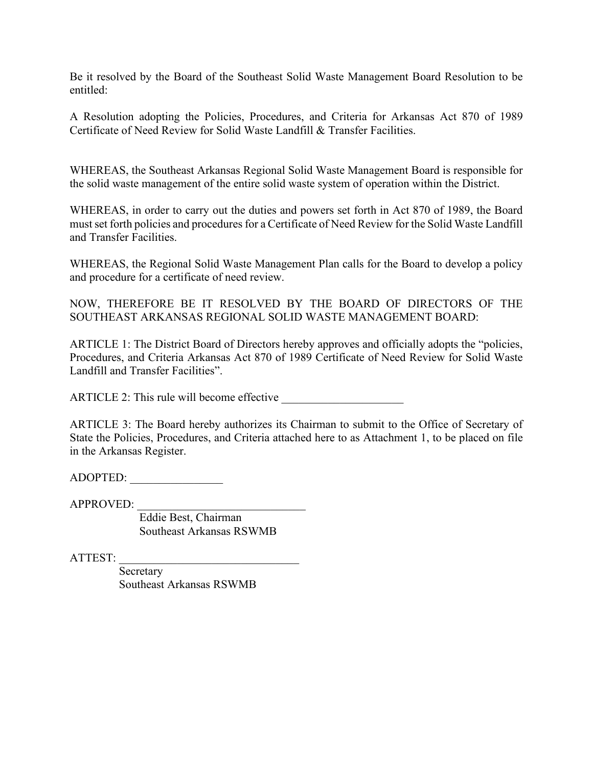Be it resolved by the Board of the Southeast Solid Waste Management Board Resolution to be entitled:

A Resolution adopting the Policies, Procedures, and Criteria for Arkansas Act 870 of 1989 Certificate of Need Review for Solid Waste Landfill & Transfer Facilities.

WHEREAS, the Southeast Arkansas Regional Solid Waste Management Board is responsible for the solid waste management of the entire solid waste system of operation within the District.

WHEREAS, in order to carry out the duties and powers set forth in Act 870 of 1989, the Board must set forth policies and procedures for a Certificate of Need Review for the Solid Waste Landfill and Transfer Facilities.

WHEREAS, the Regional Solid Waste Management Plan calls for the Board to develop a policy and procedure for a certificate of need review.

NOW, THEREFORE BE IT RESOLVED BY THE BOARD OF DIRECTORS OF THE SOUTHEAST ARKANSAS REGIONAL SOLID WASTE MANAGEMENT BOARD:

ARTICLE 1: The District Board of Directors hereby approves and officially adopts the "policies, Procedures, and Criteria Arkansas Act 870 of 1989 Certificate of Need Review for Solid Waste Landfill and Transfer Facilities".

ARTICLE 2: This rule will become effective _____________________

ARTICLE 3: The Board hereby authorizes its Chairman to submit to the Office of Secretary of State the Policies, Procedures, and Criteria attached here to as Attachment 1, to be placed on file in the Arkansas Register.

ADOPTED: ________________

APPROVED: ______________________________
Eddie Best, Chairman
Southeast Arkansas RSWMB

ATTEST: _______________________________
Secretary
Southeast Arkansas RSWMB